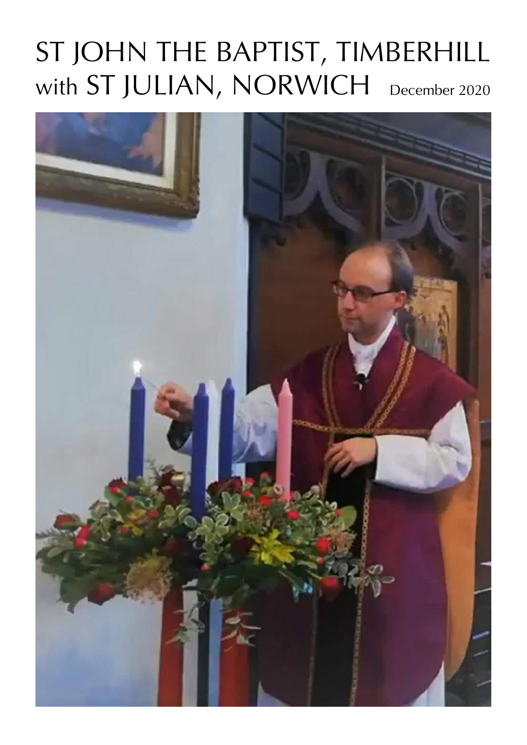# ST JOHN THE BAPTIST, TIMBERHILL with ST JULIAN, NORWICH

December 2020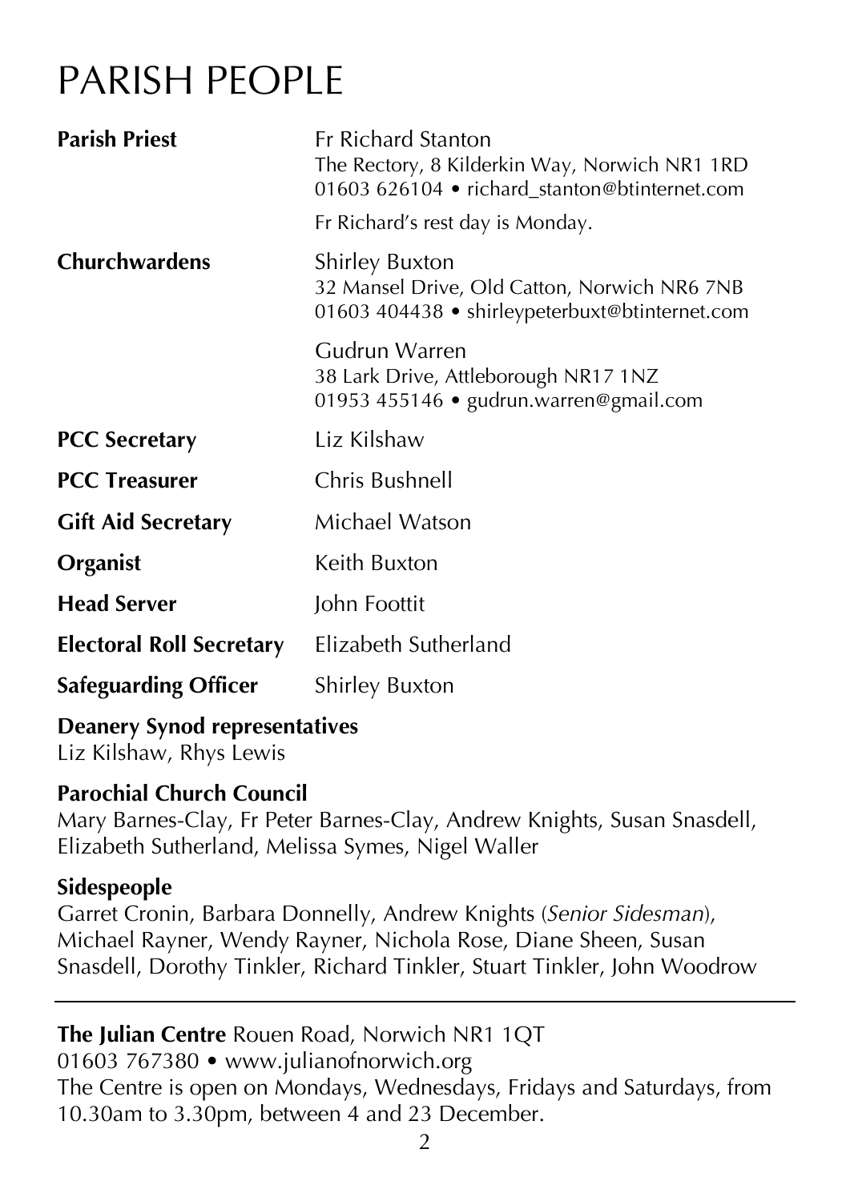# PARISH PEOPLE

**Parish Priest** Fr Richard Stanton
The Rectory, 8 Kilderkin Way, Norwich NR1 1RD
01603 626104 • richard_stanton@btinternet.com

Fr Richard's rest day is Monday.

**Churchwardens** Shirley Buxton
32 Mansel Drive, Old Catton, Norwich NR6 7NB
01603 404438 • shirleypeterbuxt@btinternet.com

Gudrun Warren
38 Lark Drive, Attleborough NR17 1NZ
01953 455146 • gudrun.warren@gmail.com

**PCC Secretary** Liz Kilshaw

**PCC Treasurer** Chris Bushnell

**Gift Aid Secretary** Michael Watson

**Organist** Keith Buxton

**Head Server** John Foottit

**Electoral Roll Secretary** Elizabeth Sutherland

**Safeguarding Officer** Shirley Buxton

**Deanery Synod representatives**
Liz Kilshaw, Rhys Lewis

**Parochial Church Council**
Mary Barnes-Clay, Fr Peter Barnes-Clay, Andrew Knights, Susan Snasdell, Elizabeth Sutherland, Melissa Symes, Nigel Waller

**Sidespeople**
Garret Cronin, Barbara Donnelly, Andrew Knights (*Senior Sidesman*), Michael Rayner, Wendy Rayner, Nichola Rose, Diane Sheen, Susan Snasdell, Dorothy Tinkler, Richard Tinkler, Stuart Tinkler, John Woodrow

---

**The Julian Centre** Rouen Road, Norwich NR1 1QT
01603 767380 • www.julianofnorwich.org
The Centre is open on Mondays, Wednesdays, Fridays and Saturdays, from 10.30am to 3.30pm, between 4 and 23 December.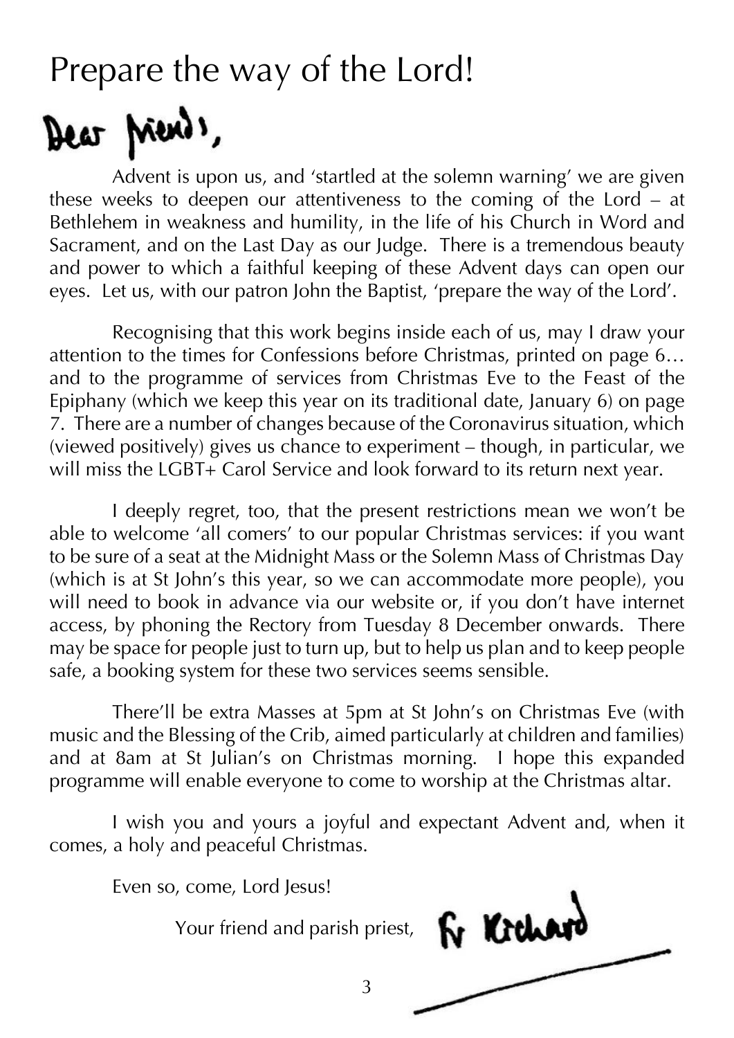# Prepare the way of the Lord!

Dear friends,

Advent is upon us, and 'startled at the solemn warning' we are given these weeks to deepen our attentiveness to the coming of the Lord – at Bethlehem in weakness and humility, in the life of his Church in Word and Sacrament, and on the Last Day as our Judge. There is a tremendous beauty and power to which a faithful keeping of these Advent days can open our eyes. Let us, with our patron John the Baptist, 'prepare the way of the Lord'.

Recognising that this work begins inside each of us, may I draw your attention to the times for Confessions before Christmas, printed on page 6… and to the programme of services from Christmas Eve to the Feast of the Epiphany (which we keep this year on its traditional date, January 6) on page 7. There are a number of changes because of the Coronavirus situation, which (viewed positively) gives us chance to experiment – though, in particular, we will miss the LGBT+ Carol Service and look forward to its return next year.

I deeply regret, too, that the present restrictions mean we won't be able to welcome 'all comers' to our popular Christmas services: if you want to be sure of a seat at the Midnight Mass or the Solemn Mass of Christmas Day (which is at St John's this year, so we can accommodate more people), you will need to book in advance via our website or, if you don't have internet access, by phoning the Rectory from Tuesday 8 December onwards. There may be space for people just to turn up, but to help us plan and to keep people safe, a booking system for these two services seems sensible.

There'll be extra Masses at 5pm at St John's on Christmas Eve (with music and the Blessing of the Crib, aimed particularly at children and families) and at 8am at St Julian's on Christmas morning. I hope this expanded programme will enable everyone to come to worship at the Christmas altar.

I wish you and yours a joyful and expectant Advent and, when it comes, a holy and peaceful Christmas.

Even so, come, Lord Jesus!

Your friend and parish priest, Fr Richard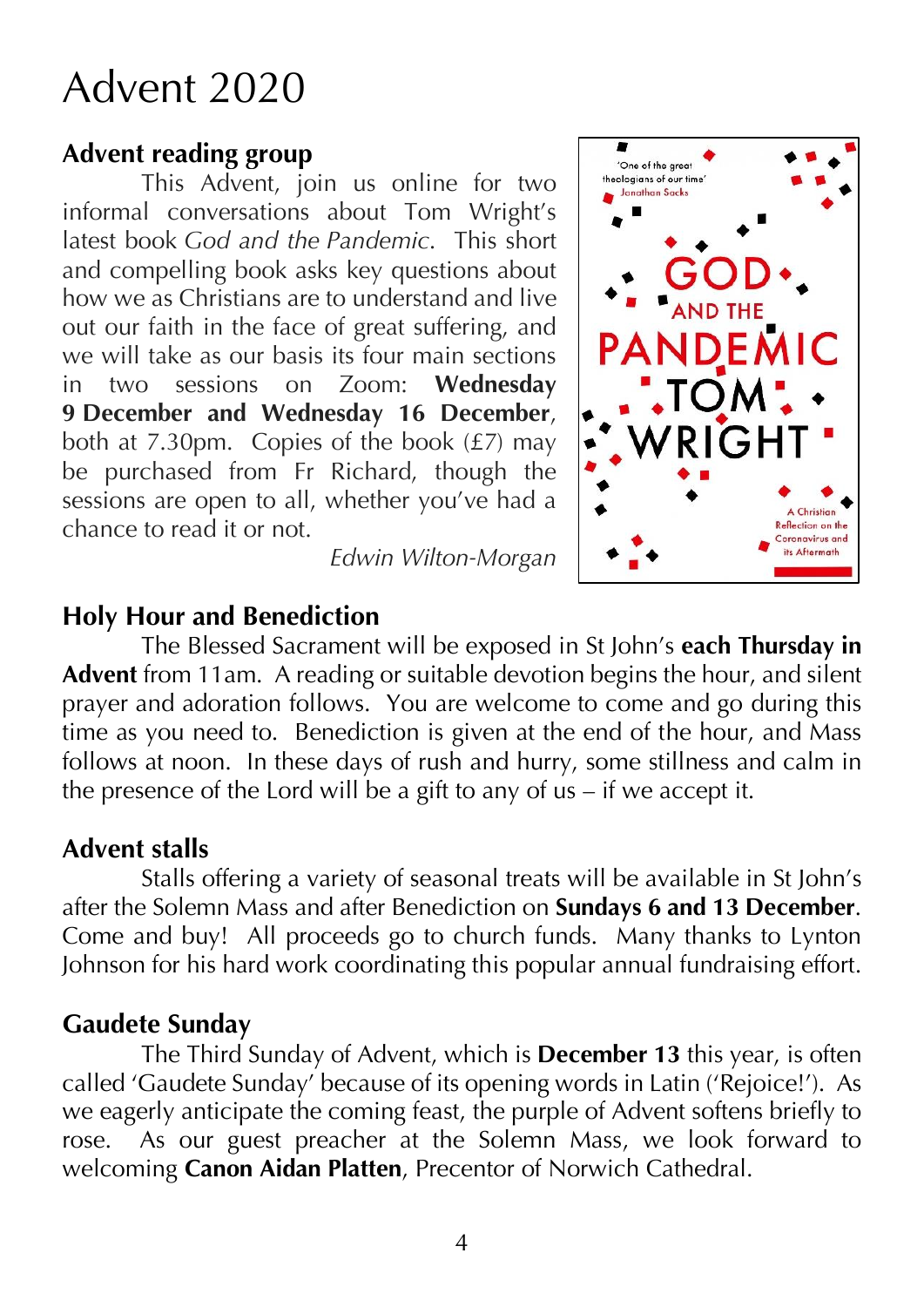# Advent 2020

## Advent reading group

This Advent, join us online for two informal conversations about Tom Wright's latest book *God and the Pandemic*. This short and compelling book asks key questions about how we as Christians are to understand and live out our faith in the face of great suffering, and we will take as our basis its four main sections in two sessions on Zoom: **Wednesday 9 December and Wednesday 16 December**, both at 7.30pm. Copies of the book (£7) may be purchased from Fr Richard, though the sessions are open to all, whether you've had a chance to read it or not.

*Edwin Wilton-Morgan*

## Holy Hour and Benediction

The Blessed Sacrament will be exposed in St John's **each Thursday in Advent** from 11am. A reading or suitable devotion begins the hour, and silent prayer and adoration follows. You are welcome to come and go during this time as you need to. Benediction is given at the end of the hour, and Mass follows at noon. In these days of rush and hurry, some stillness and calm in the presence of the Lord will be a gift to any of us – if we accept it.

## Advent stalls

Stalls offering a variety of seasonal treats will be available in St John's after the Solemn Mass and after Benediction on **Sundays 6 and 13 December**. Come and buy! All proceeds go to church funds. Many thanks to Lynton Johnson for his hard work coordinating this popular annual fundraising effort.

## Gaudete Sunday

The Third Sunday of Advent, which is **December 13** this year, is often called 'Gaudete Sunday' because of its opening words in Latin ('Rejoice!'). As we eagerly anticipate the coming feast, the purple of Advent softens briefly to rose. As our guest preacher at the Solemn Mass, we look forward to welcoming **Canon Aidan Platten**, Precentor of Norwich Cathedral.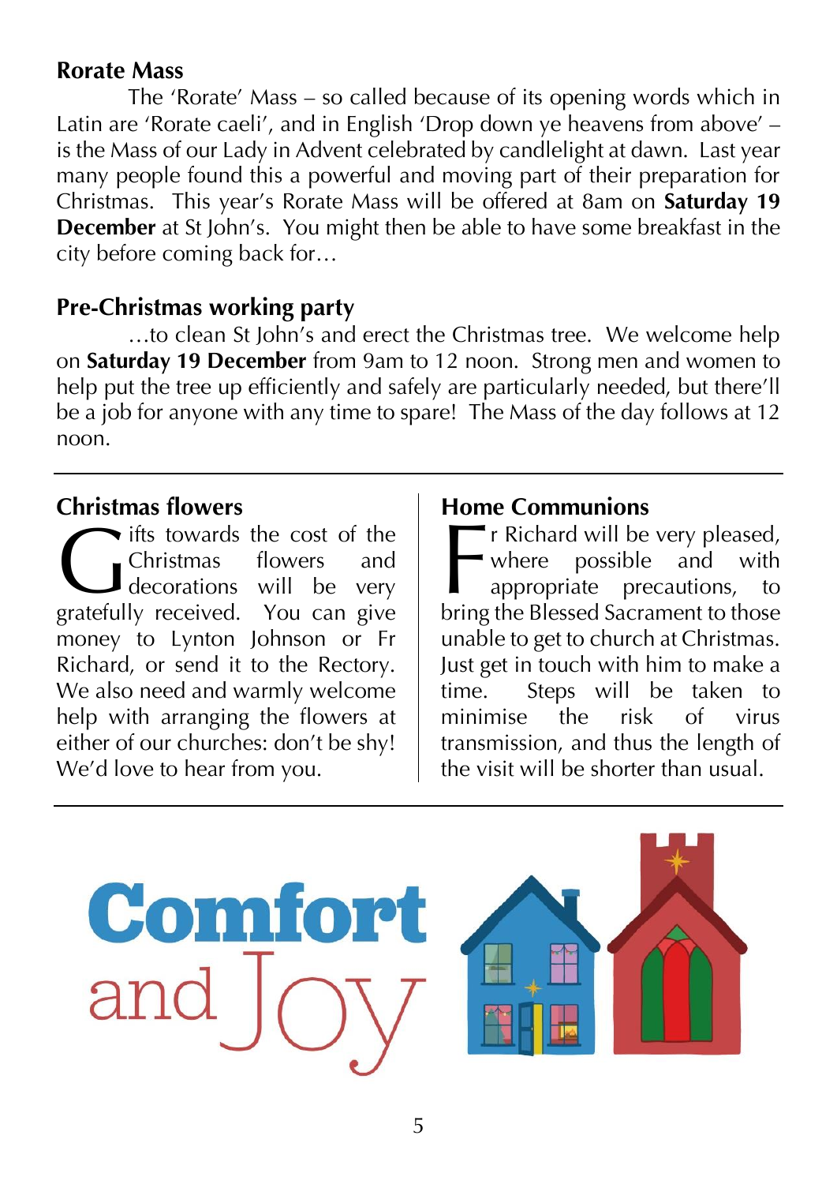## Rorate Mass

The 'Rorate' Mass – so called because of its opening words which in Latin are 'Rorate caeli', and in English 'Drop down ye heavens from above' – is the Mass of our Lady in Advent celebrated by candlelight at dawn. Last year many people found this a powerful and moving part of their preparation for Christmas. This year's Rorate Mass will be offered at 8am on **Saturday 19 December** at St John's. You might then be able to have some breakfast in the city before coming back for…

## Pre-Christmas working party

…to clean St John's and erect the Christmas tree. We welcome help on **Saturday 19 December** from 9am to 12 noon. Strong men and women to help put the tree up efficiently and safely are particularly needed, but there'll be a job for anyone with any time to spare! The Mass of the day follows at 12 noon.

---

## Christmas flowers

Gifts towards the cost of the Christmas flowers and decorations will be very gratefully received. You can give money to Lynton Johnson or Fr Richard, or send it to the Rectory. We also need and warmly welcome help with arranging the flowers at either of our churches: don't be shy! We'd love to hear from you.

## Home Communions

Fr Richard will be very pleased, where possible and with appropriate precautions, to bring the Blessed Sacrament to those unable to get to church at Christmas. Just get in touch with him to make a time. Steps will be taken to minimise the risk of virus transmission, and thus the length of the visit will be shorter than usual.

---

Comfort and Joy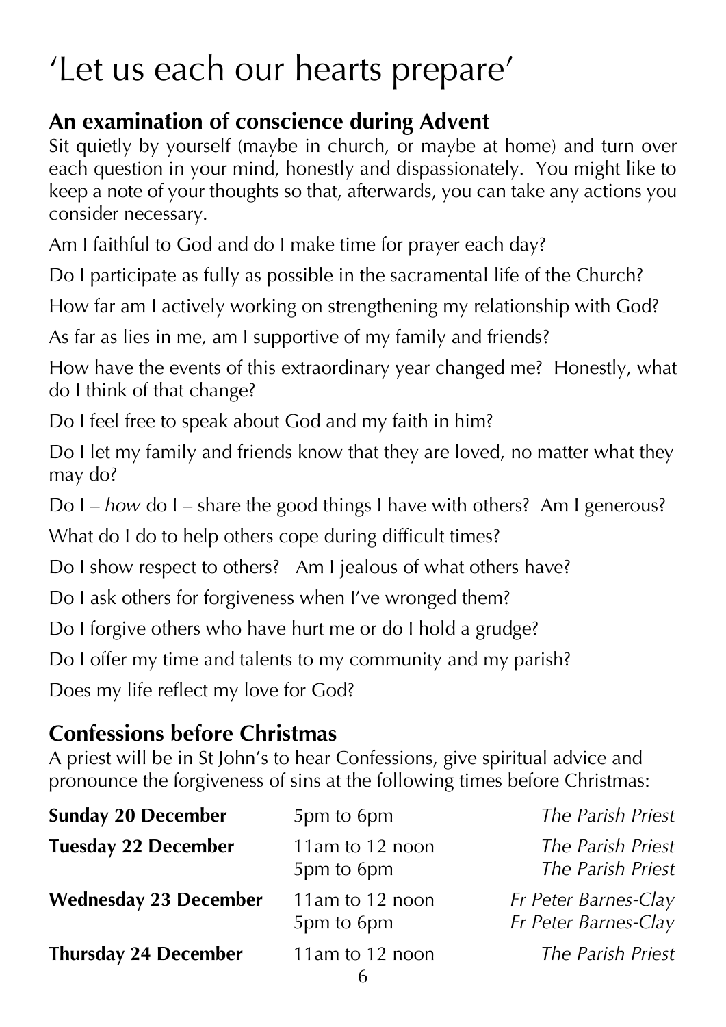# 'Let us each our hearts prepare'

## An examination of conscience during Advent

Sit quietly by yourself (maybe in church, or maybe at home) and turn over each question in your mind, honestly and dispassionately. You might like to keep a note of your thoughts so that, afterwards, you can take any actions you consider necessary.

Am I faithful to God and do I make time for prayer each day?

Do I participate as fully as possible in the sacramental life of the Church?

How far am I actively working on strengthening my relationship with God?

As far as lies in me, am I supportive of my family and friends?

How have the events of this extraordinary year changed me? Honestly, what do I think of that change?

Do I feel free to speak about God and my faith in him?

Do I let my family and friends know that they are loved, no matter what they may do?

Do I – *how* do I – share the good things I have with others? Am I generous?

What do I do to help others cope during difficult times?

Do I show respect to others? Am I jealous of what others have?

Do I ask others for forgiveness when I've wronged them?

Do I forgive others who have hurt me or do I hold a grudge?

Do I offer my time and talents to my community and my parish?

Does my life reflect my love for God?

## Confessions before Christmas

A priest will be in St John's to hear Confessions, give spiritual advice and pronounce the forgiveness of sins at the following times before Christmas:

| | | |
|---|---|---|
| **Sunday 20 December** | 5pm to 6pm | *The Parish Priest* |
| **Tuesday 22 December** | 11am to 12 noon | *The Parish Priest* |
| | 5pm to 6pm | *The Parish Priest* |
| **Wednesday 23 December** | 11am to 12 noon | *Fr Peter Barnes-Clay* |
| | 5pm to 6pm | *Fr Peter Barnes-Clay* |
| **Thursday 24 December** | 11am to 12 noon | *The Parish Priest* |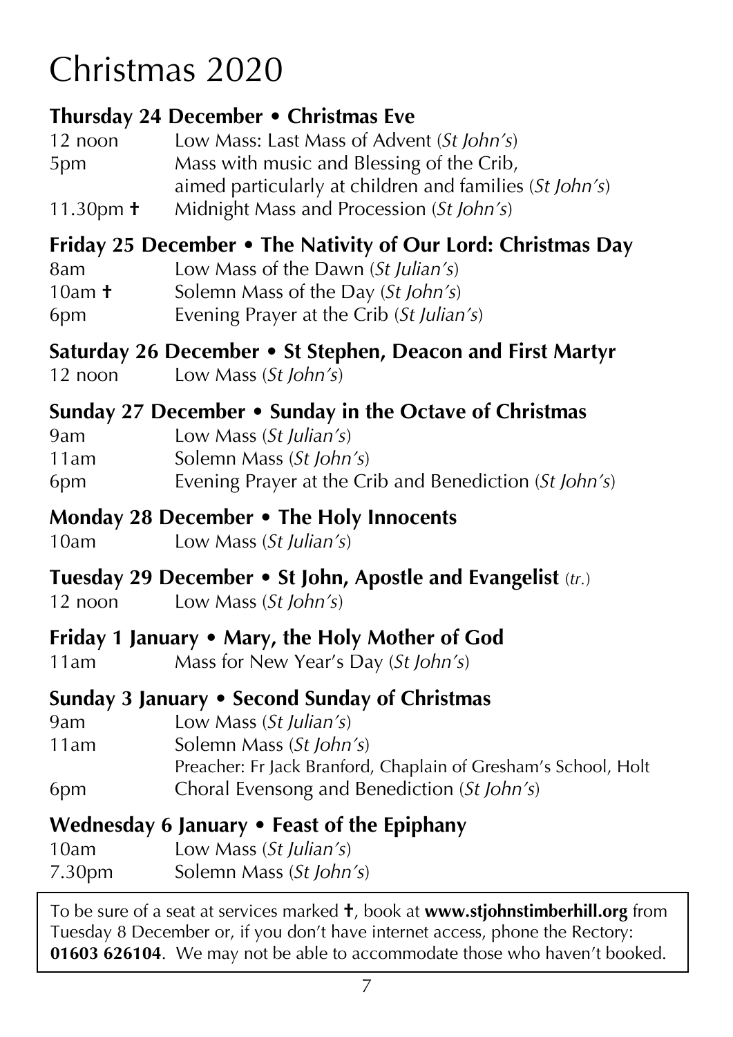# Christmas 2020

### Thursday 24 December • Christmas Eve

| | |
|---|---|
| 12 noon | Low Mass: Last Mass of Advent (*St John's*) |
| 5pm | Mass with music and Blessing of the Crib, aimed particularly at children and families (*St John's*) |
| 11.30pm ✝ | Midnight Mass and Procession (*St John's*) |

### Friday 25 December • The Nativity of Our Lord: Christmas Day

| | |
|---|---|
| 8am | Low Mass of the Dawn (*St Julian's*) |
| 10am ✝ | Solemn Mass of the Day (*St John's*) |
| 6pm | Evening Prayer at the Crib (*St Julian's*) |

### Saturday 26 December • St Stephen, Deacon and First Martyr

| | |
|---|---|
| 12 noon | Low Mass (*St John's*) |

### Sunday 27 December • Sunday in the Octave of Christmas

| | |
|---|---|
| 9am | Low Mass (*St Julian's*) |
| 11am | Solemn Mass (*St John's*) |
| 6pm | Evening Prayer at the Crib and Benediction (*St John's*) |

### Monday 28 December • The Holy Innocents

| | |
|---|---|
| 10am | Low Mass (*St Julian's*) |

### Tuesday 29 December • St John, Apostle and Evangelist (*tr.*)

| | |
|---|---|
| 12 noon | Low Mass (*St John's*) |

### Friday 1 January • Mary, the Holy Mother of God

| | |
|---|---|
| 11am | Mass for New Year's Day (*St John's*) |

### Sunday 3 January • Second Sunday of Christmas

| | |
|---|---|
| 9am | Low Mass (*St Julian's*) |
| 11am | Solemn Mass (*St John's*) Preacher: Fr Jack Branford, Chaplain of Gresham's School, Holt |
| 6pm | Choral Evensong and Benediction (*St John's*) |

### Wednesday 6 January • Feast of the Epiphany

| | |
|---|---|
| 10am | Low Mass (*St Julian's*) |
| 7.30pm | Solemn Mass (*St John's*) |

To be sure of a seat at services marked ✝, book at **www.stjohnstimberhill.org** from Tuesday 8 December or, if you don't have internet access, phone the Rectory: **01603 626104**. We may not be able to accommodate those who haven't booked.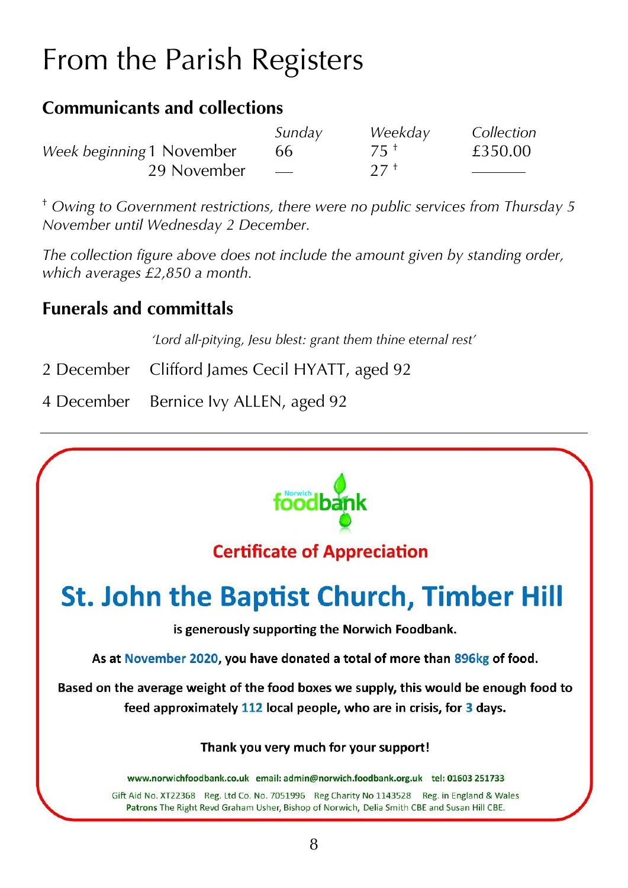# From the Parish Registers

## Communicants and collections

| | *Sunday* | *Weekday* | *Collection* |
|---|---|---|---|
| *Week beginning* 1 November | 66 | 75 † | £350.00 |
| 29 November | — | 27 † | ——— |

† *Owing to Government restrictions, there were no public services from Thursday 5 November until Wednesday 2 December.*

*The collection figure above does not include the amount given by standing order, which averages £2,850 a month.*

## Funerals and committals

*'Lord all-pitying, Jesu blest: grant them thine eternal rest'*

2 December Clifford James Cecil HYATT, aged 92

4 December Bernice Ivy ALLEN, aged 92

---

Norwich foodbank

**Certificate of Appreciation**

# St. John the Baptist Church, Timber Hill

**is generously supporting the Norwich Foodbank.**

**As at November 2020, you have donated a total of more than 896kg of food.**

**Based on the average weight of the food boxes we supply, this would be enough food to feed approximately 112 local people, who are in crisis, for 3 days.**

**Thank you very much for your support!**

**www.norwichfoodbank.co.uk email: admin@norwich.foodbank.org.uk tel: 01603 251733**

Gift Aid No. XT22368 Reg. Ltd Co. No. 7051996 Reg Charity No 1143528 Reg. in England & Wales

**Patrons** The Right Revd Graham Usher, Bishop of Norwich, Delia Smith CBE and Susan Hill CBE.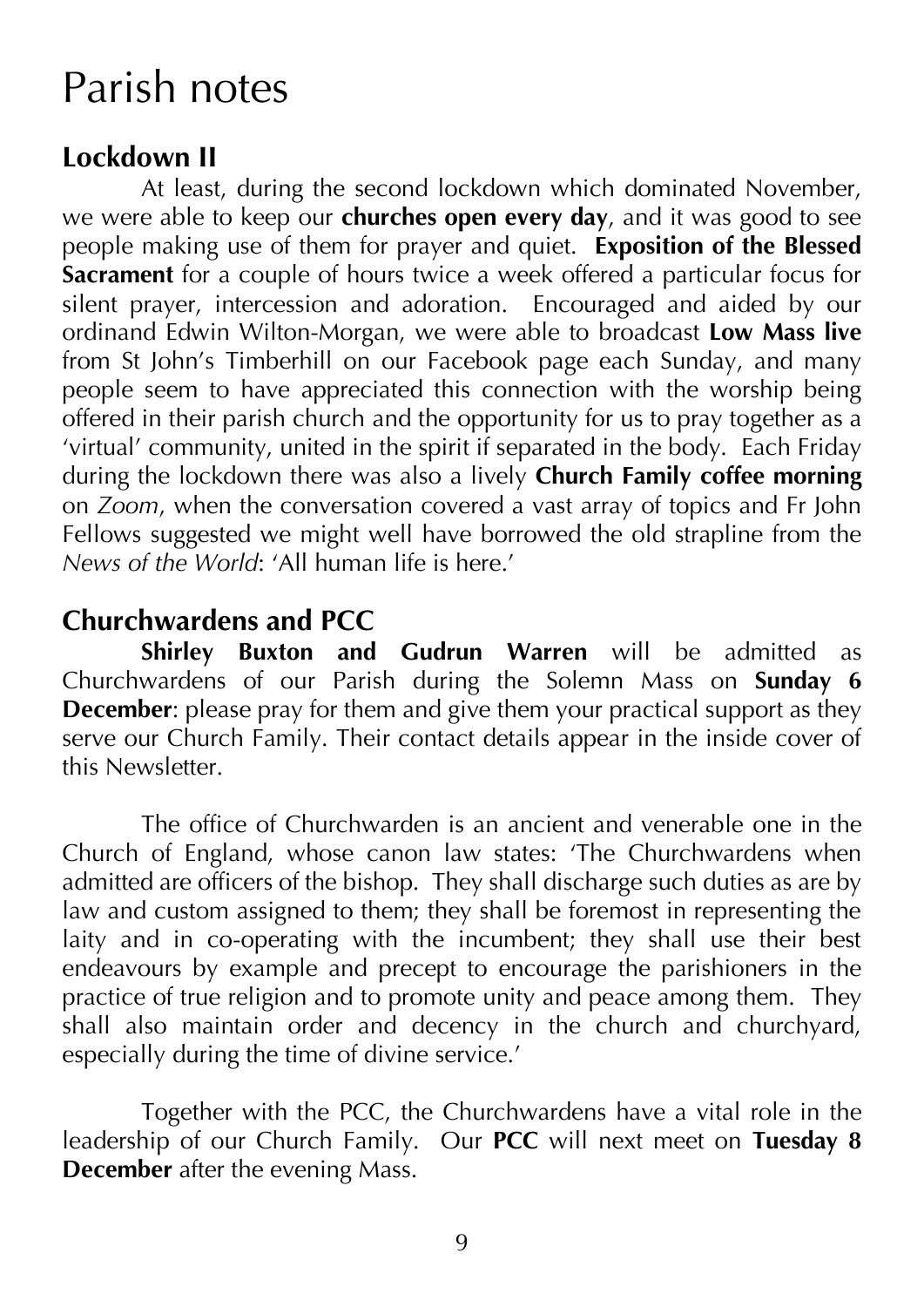# Parish notes

## Lockdown II

At least, during the second lockdown which dominated November, we were able to keep our **churches open every day**, and it was good to see people making use of them for prayer and quiet. **Exposition of the Blessed Sacrament** for a couple of hours twice a week offered a particular focus for silent prayer, intercession and adoration. Encouraged and aided by our ordinand Edwin Wilton-Morgan, we were able to broadcast **Low Mass live** from St John's Timberhill on our Facebook page each Sunday, and many people seem to have appreciated this connection with the worship being offered in their parish church and the opportunity for us to pray together as a 'virtual' community, united in the spirit if separated in the body. Each Friday during the lockdown there was also a lively **Church Family coffee morning** on *Zoom*, when the conversation covered a vast array of topics and Fr John Fellows suggested we might well have borrowed the old strapline from the *News of the World*: 'All human life is here.'

## Churchwardens and PCC

**Shirley Buxton and Gudrun Warren** will be admitted as Churchwardens of our Parish during the Solemn Mass on **Sunday 6 December**: please pray for them and give them your practical support as they serve our Church Family. Their contact details appear in the inside cover of this Newsletter.

The office of Churchwarden is an ancient and venerable one in the Church of England, whose canon law states: 'The Churchwardens when admitted are officers of the bishop. They shall discharge such duties as are by law and custom assigned to them; they shall be foremost in representing the laity and in co-operating with the incumbent; they shall use their best endeavours by example and precept to encourage the parishioners in the practice of true religion and to promote unity and peace among them. They shall also maintain order and decency in the church and churchyard, especially during the time of divine service.'

Together with the PCC, the Churchwardens have a vital role in the leadership of our Church Family. Our **PCC** will next meet on **Tuesday 8 December** after the evening Mass.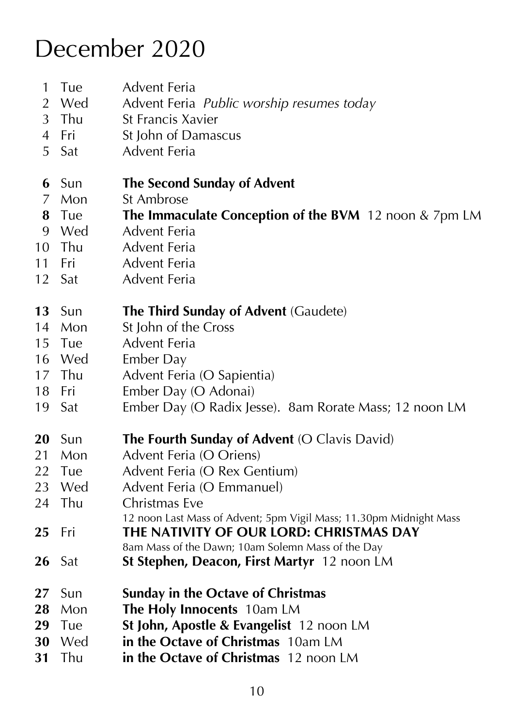# December 2020

| | | |
|---|---|---|
| 1 | Tue | Advent Feria |
| 2 | Wed | Advent Feria *Public worship resumes today* |
| 3 | Thu | St Francis Xavier |
| 4 | Fri | St John of Damascus |
| 5 | Sat | Advent Feria |
| **6** | Sun | **The Second Sunday of Advent** |
| 7 | Mon | St Ambrose |
| **8** | Tue | **The Immaculate Conception of the BVM** 12 noon & 7pm LM |
| 9 | Wed | Advent Feria |
| 10 | Thu | Advent Feria |
| 11 | Fri | Advent Feria |
| 12 | Sat | Advent Feria |
| **13** | Sun | **The Third Sunday of Advent** (Gaudete) |
| 14 | Mon | St John of the Cross |
| 15 | Tue | Advent Feria |
| 16 | Wed | Ember Day |
| 17 | Thu | Advent Feria (O Sapientia) |
| 18 | Fri | Ember Day (O Adonai) |
| 19 | Sat | Ember Day (O Radix Jesse). 8am Rorate Mass; 12 noon LM |
| **20** | Sun | **The Fourth Sunday of Advent** (O Clavis David) |
| 21 | Mon | Advent Feria (O Oriens) |
| 22 | Tue | Advent Feria (O Rex Gentium) |
| 23 | Wed | Advent Feria (O Emmanuel) |
| 24 | Thu | Christmas Eve<br>12 noon Last Mass of Advent; 5pm Vigil Mass; 11.30pm Midnight Mass |
| **25** | Fri | **THE NATIVITY OF OUR LORD: CHRISTMAS DAY**<br>8am Mass of the Dawn; 10am Solemn Mass of the Day |
| **26** | Sat | **St Stephen, Deacon, First Martyr** 12 noon LM |
| **27** | Sun | **Sunday in the Octave of Christmas** |
| **28** | Mon | **The Holy Innocents** 10am LM |
| **29** | Tue | **St John, Apostle & Evangelist** 12 noon LM |
| **30** | Wed | **in the Octave of Christmas** 10am LM |
| **31** | Thu | **in the Octave of Christmas** 12 noon LM |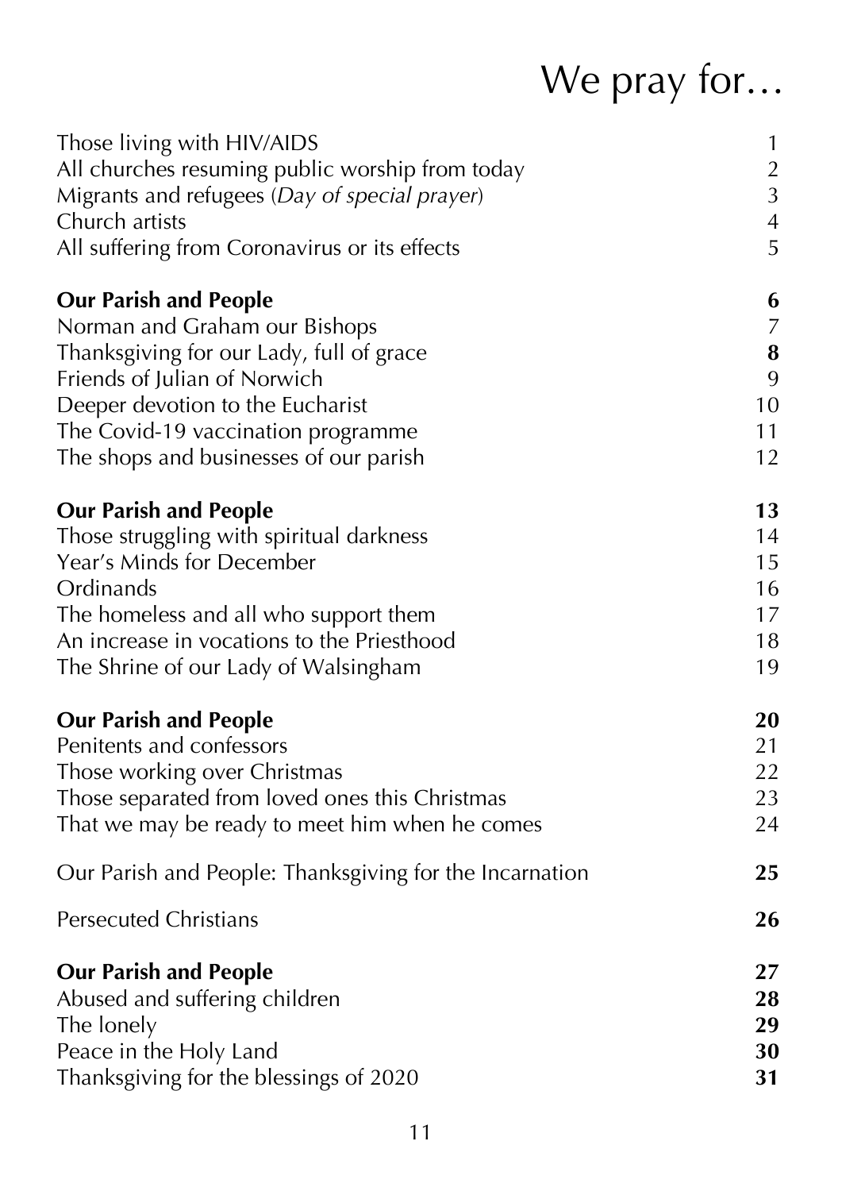# We pray for…

| | |
|---|---|
| Those living with HIV/AIDS | 1 |
| All churches resuming public worship from today | 2 |
| Migrants and refugees (*Day of special prayer*) | 3 |
| Church artists | 4 |
| All suffering from Coronavirus or its effects | 5 |
| **Our Parish and People** | **6** |
| Norman and Graham our Bishops | 7 |
| Thanksgiving for our Lady, full of grace | **8** |
| Friends of Julian of Norwich | 9 |
| Deeper devotion to the Eucharist | 10 |
| The Covid-19 vaccination programme | 11 |
| The shops and businesses of our parish | 12 |
| **Our Parish and People** | **13** |
| Those struggling with spiritual darkness | 14 |
| Year's Minds for December | 15 |
| Ordinands | 16 |
| The homeless and all who support them | 17 |
| An increase in vocations to the Priesthood | 18 |
| The Shrine of our Lady of Walsingham | 19 |
| **Our Parish and People** | **20** |
| Penitents and confessors | 21 |
| Those working over Christmas | 22 |
| Those separated from loved ones this Christmas | 23 |
| That we may be ready to meet him when he comes | 24 |
| Our Parish and People: Thanksgiving for the Incarnation | **25** |
| Persecuted Christians | **26** |
| **Our Parish and People** | **27** |
| Abused and suffering children | **28** |
| The lonely | **29** |
| Peace in the Holy Land | **30** |
| Thanksgiving for the blessings of 2020 | **31** |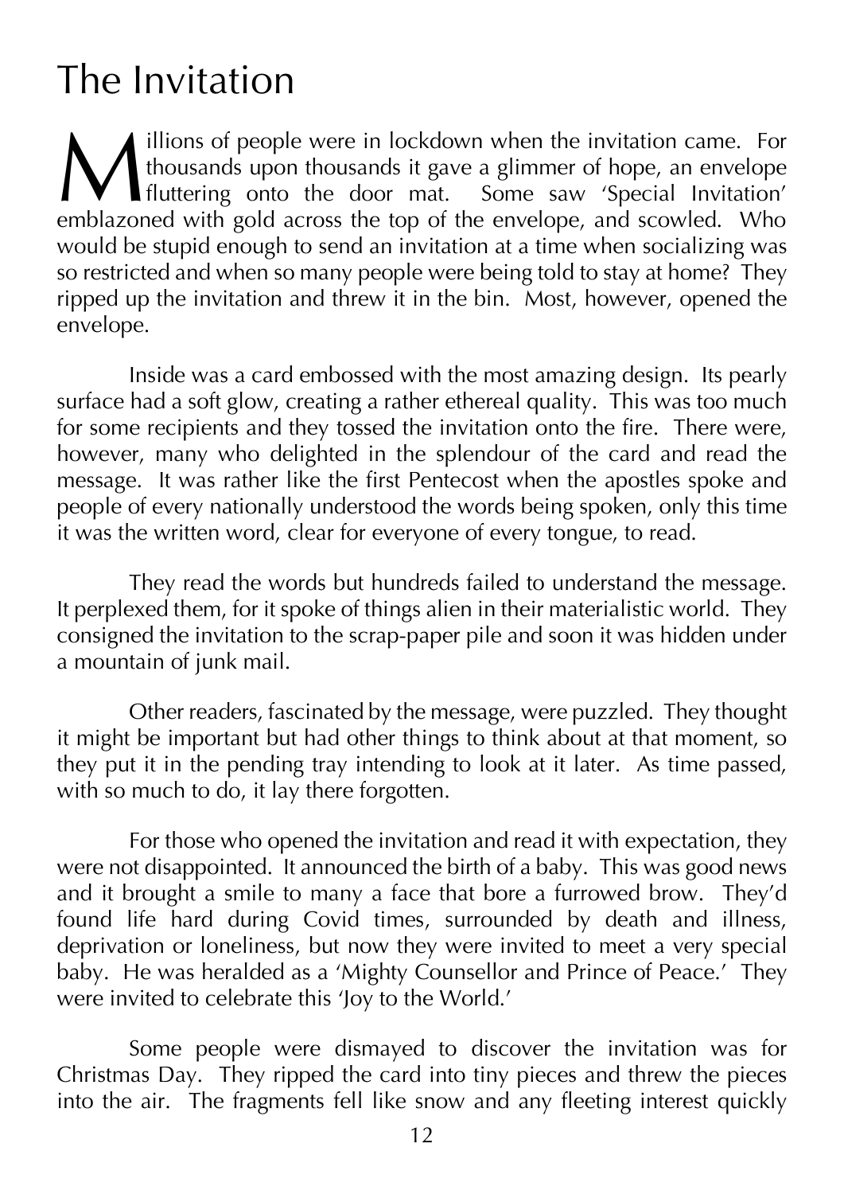# The Invitation

Millions of people were in lockdown when the invitation came. For thousands upon thousands it gave a glimmer of hope, an envelope fluttering onto the door mat. Some saw 'Special Invitation' emblazoned with gold across the top of the envelope, and scowled. Who would be stupid enough to send an invitation at a time when socializing was so restricted and when so many people were being told to stay at home? They ripped up the invitation and threw it in the bin. Most, however, opened the envelope.

Inside was a card embossed with the most amazing design. Its pearly surface had a soft glow, creating a rather ethereal quality. This was too much for some recipients and they tossed the invitation onto the fire. There were, however, many who delighted in the splendour of the card and read the message. It was rather like the first Pentecost when the apostles spoke and people of every nationally understood the words being spoken, only this time it was the written word, clear for everyone of every tongue, to read.

They read the words but hundreds failed to understand the message. It perplexed them, for it spoke of things alien in their materialistic world. They consigned the invitation to the scrap-paper pile and soon it was hidden under a mountain of junk mail.

Other readers, fascinated by the message, were puzzled. They thought it might be important but had other things to think about at that moment, so they put it in the pending tray intending to look at it later. As time passed, with so much to do, it lay there forgotten.

For those who opened the invitation and read it with expectation, they were not disappointed. It announced the birth of a baby. This was good news and it brought a smile to many a face that bore a furrowed brow. They'd found life hard during Covid times, surrounded by death and illness, deprivation or loneliness, but now they were invited to meet a very special baby. He was heralded as a 'Mighty Counsellor and Prince of Peace.' They were invited to celebrate this 'Joy to the World.'

Some people were dismayed to discover the invitation was for Christmas Day. They ripped the card into tiny pieces and threw the pieces into the air. The fragments fell like snow and any fleeting interest quickly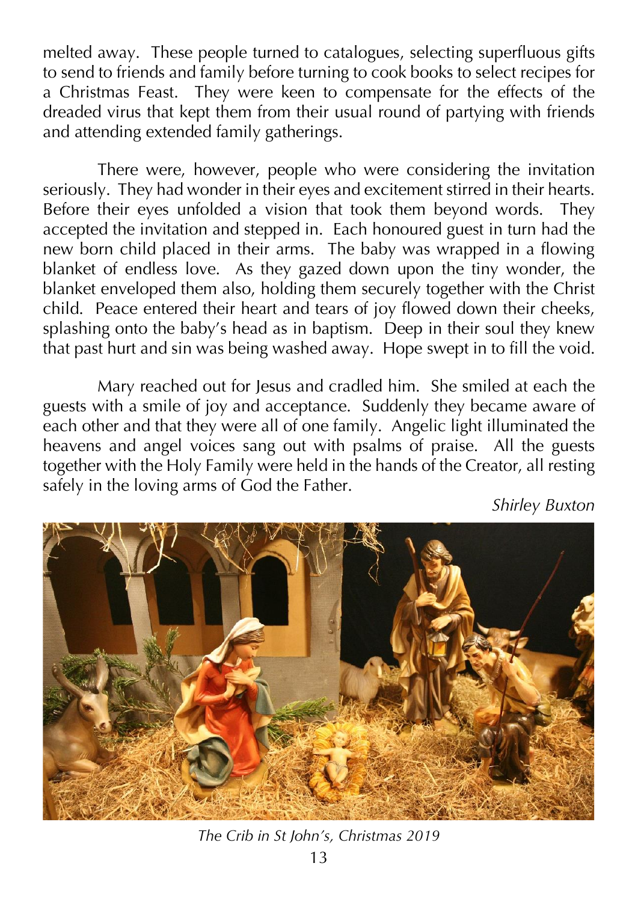melted away. These people turned to catalogues, selecting superfluous gifts to send to friends and family before turning to cook books to select recipes for a Christmas Feast. They were keen to compensate for the effects of the dreaded virus that kept them from their usual round of partying with friends and attending extended family gatherings.

There were, however, people who were considering the invitation seriously. They had wonder in their eyes and excitement stirred in their hearts. Before their eyes unfolded a vision that took them beyond words. They accepted the invitation and stepped in. Each honoured guest in turn had the new born child placed in their arms. The baby was wrapped in a flowing blanket of endless love. As they gazed down upon the tiny wonder, the blanket enveloped them also, holding them securely together with the Christ child. Peace entered their heart and tears of joy flowed down their cheeks, splashing onto the baby's head as in baptism. Deep in their soul they knew that past hurt and sin was being washed away. Hope swept in to fill the void.

Mary reached out for Jesus and cradled him. She smiled at each the guests with a smile of joy and acceptance. Suddenly they became aware of each other and that they were all of one family. Angelic light illuminated the heavens and angel voices sang out with psalms of praise. All the guests together with the Holy Family were held in the hands of the Creator, all resting safely in the loving arms of God the Father.

*Shirley Buxton*

*The Crib in St John's, Christmas 2019*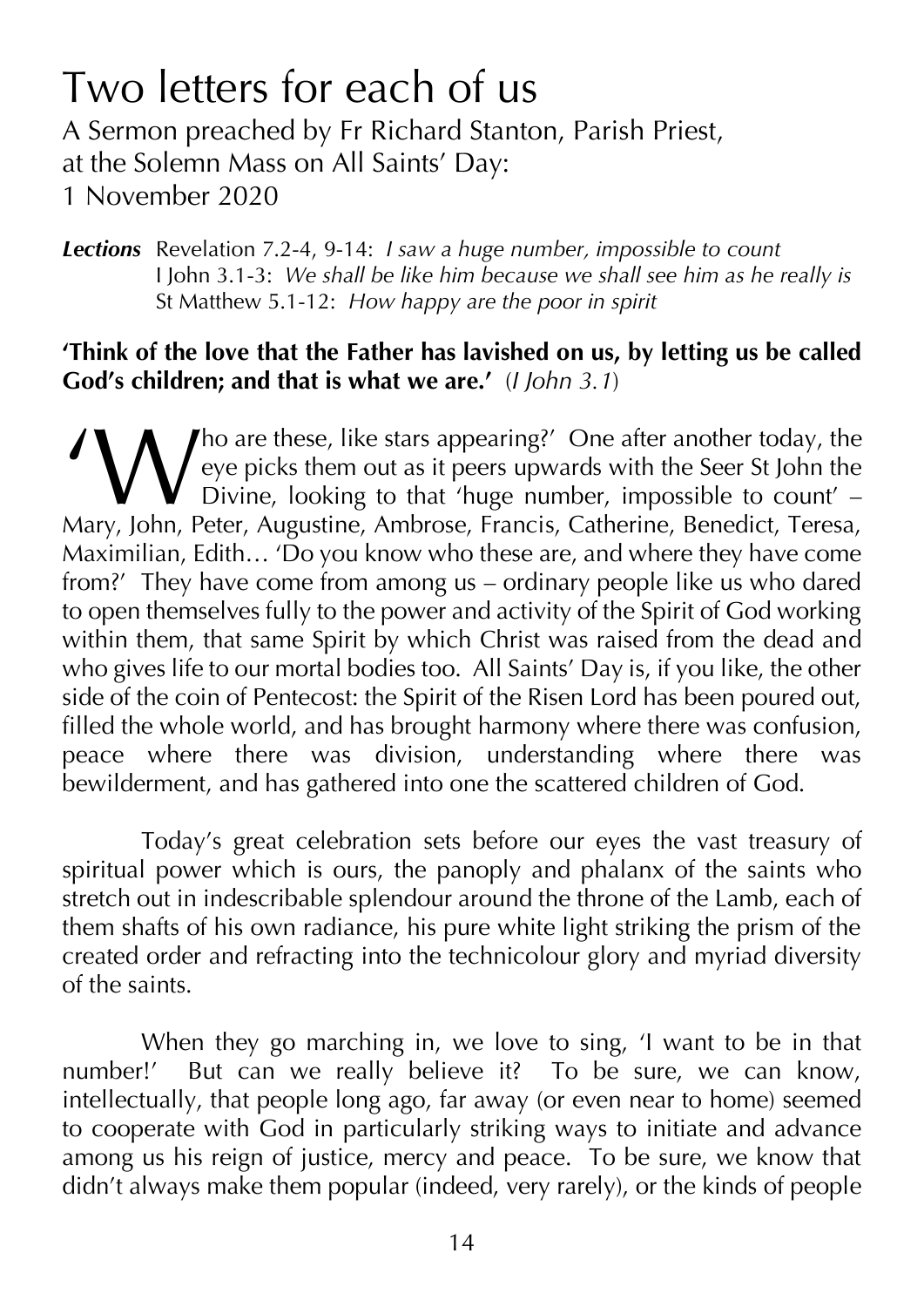# Two letters for each of us

A Sermon preached by Fr Richard Stanton, Parish Priest, at the Solemn Mass on All Saints' Day: 1 November 2020

***Lections*** Revelation 7.2-4, 9-14: *I saw a huge number, impossible to count*
I John 3.1-3: *We shall be like him because we shall see him as he really is*
St Matthew 5.1-12: *How happy are the poor in spirit*

**'Think of the love that the Father has lavished on us, by letting us be called God's children; and that is what we are.'** (*I John 3.1*)

'Who are these, like stars appearing?' One after another today, the eye picks them out as it peers upwards with the Seer St John the Divine, looking to that 'huge number, impossible to count' – Mary, John, Peter, Augustine, Ambrose, Francis, Catherine, Benedict, Teresa, Maximilian, Edith… 'Do you know who these are, and where they have come from?' They have come from among us – ordinary people like us who dared to open themselves fully to the power and activity of the Spirit of God working within them, that same Spirit by which Christ was raised from the dead and who gives life to our mortal bodies too. All Saints' Day is, if you like, the other side of the coin of Pentecost: the Spirit of the Risen Lord has been poured out, filled the whole world, and has brought harmony where there was confusion, peace where there was division, understanding where there was bewilderment, and has gathered into one the scattered children of God.

Today's great celebration sets before our eyes the vast treasury of spiritual power which is ours, the panoply and phalanx of the saints who stretch out in indescribable splendour around the throne of the Lamb, each of them shafts of his own radiance, his pure white light striking the prism of the created order and refracting into the technicolour glory and myriad diversity of the saints.

When they go marching in, we love to sing, 'I want to be in that number!' But can we really believe it? To be sure, we can know, intellectually, that people long ago, far away (or even near to home) seemed to cooperate with God in particularly striking ways to initiate and advance among us his reign of justice, mercy and peace. To be sure, we know that didn't always make them popular (indeed, very rarely), or the kinds of people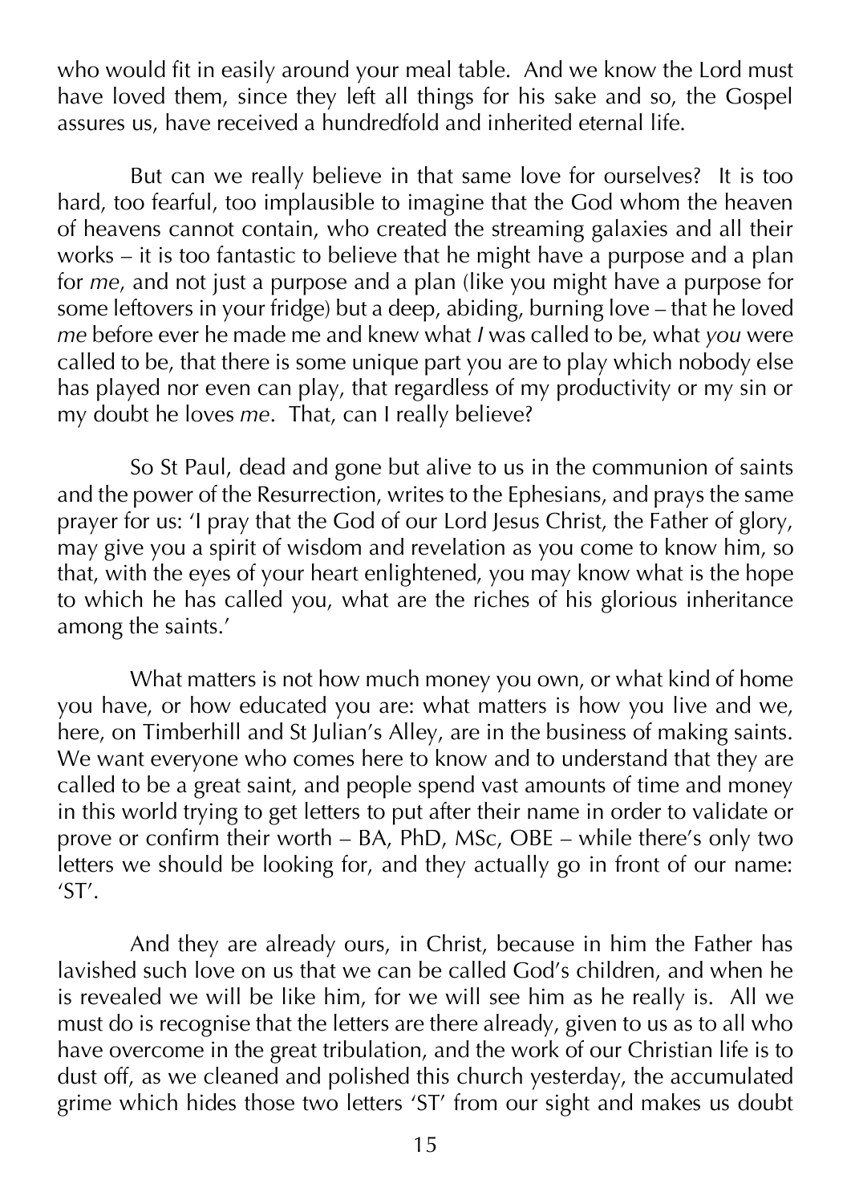who would fit in easily around your meal table. And we know the Lord must have loved them, since they left all things for his sake and so, the Gospel assures us, have received a hundredfold and inherited eternal life.

But can we really believe in that same love for ourselves? It is too hard, too fearful, too implausible to imagine that the God whom the heaven of heavens cannot contain, who created the streaming galaxies and all their works – it is too fantastic to believe that he might have a purpose and a plan for *me*, and not just a purpose and a plan (like you might have a purpose for some leftovers in your fridge) but a deep, abiding, burning love – that he loved *me* before ever he made me and knew what *I* was called to be, what *you* were called to be, that there is some unique part you are to play which nobody else has played nor even can play, that regardless of my productivity or my sin or my doubt he loves *me*. That, can I really believe?

So St Paul, dead and gone but alive to us in the communion of saints and the power of the Resurrection, writes to the Ephesians, and prays the same prayer for us: 'I pray that the God of our Lord Jesus Christ, the Father of glory, may give you a spirit of wisdom and revelation as you come to know him, so that, with the eyes of your heart enlightened, you may know what is the hope to which he has called you, what are the riches of his glorious inheritance among the saints.'

What matters is not how much money you own, or what kind of home you have, or how educated you are: what matters is how you live and we, here, on Timberhill and St Julian's Alley, are in the business of making saints. We want everyone who comes here to know and to understand that they are called to be a great saint, and people spend vast amounts of time and money in this world trying to get letters to put after their name in order to validate or prove or confirm their worth – BA, PhD, MSc, OBE – while there's only two letters we should be looking for, and they actually go in front of our name: 'ST'.

And they are already ours, in Christ, because in him the Father has lavished such love on us that we can be called God's children, and when he is revealed we will be like him, for we will see him as he really is. All we must do is recognise that the letters are there already, given to us as to all who have overcome in the great tribulation, and the work of our Christian life is to dust off, as we cleaned and polished this church yesterday, the accumulated grime which hides those two letters 'ST' from our sight and makes us doubt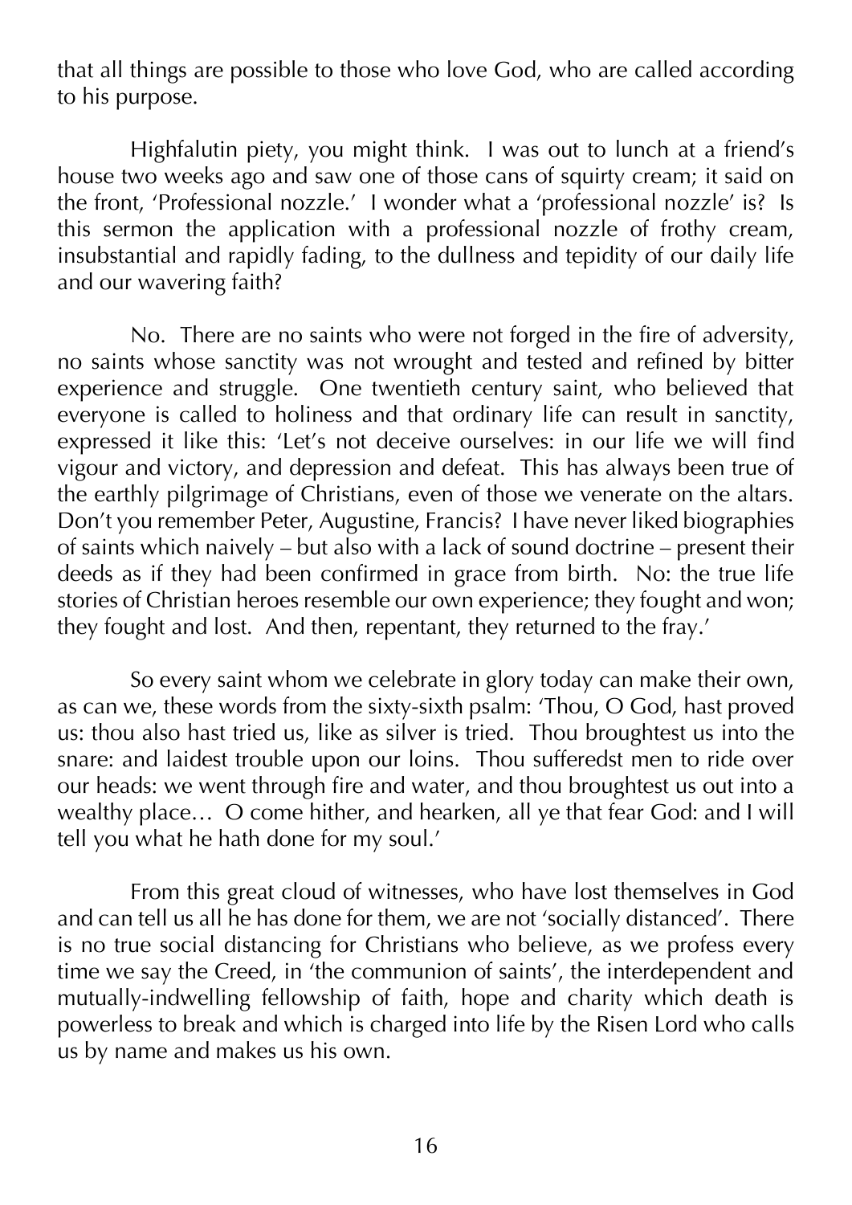that all things are possible to those who love God, who are called according to his purpose.

Highfalutin piety, you might think. I was out to lunch at a friend's house two weeks ago and saw one of those cans of squirty cream; it said on the front, 'Professional nozzle.' I wonder what a 'professional nozzle' is? Is this sermon the application with a professional nozzle of frothy cream, insubstantial and rapidly fading, to the dullness and tepidity of our daily life and our wavering faith?

No. There are no saints who were not forged in the fire of adversity, no saints whose sanctity was not wrought and tested and refined by bitter experience and struggle. One twentieth century saint, who believed that everyone is called to holiness and that ordinary life can result in sanctity, expressed it like this: 'Let's not deceive ourselves: in our life we will find vigour and victory, and depression and defeat. This has always been true of the earthly pilgrimage of Christians, even of those we venerate on the altars. Don't you remember Peter, Augustine, Francis? I have never liked biographies of saints which naively – but also with a lack of sound doctrine – present their deeds as if they had been confirmed in grace from birth. No: the true life stories of Christian heroes resemble our own experience; they fought and won; they fought and lost. And then, repentant, they returned to the fray.'

So every saint whom we celebrate in glory today can make their own, as can we, these words from the sixty-sixth psalm: 'Thou, O God, hast proved us: thou also hast tried us, like as silver is tried. Thou broughtest us into the snare: and laidest trouble upon our loins. Thou sufferedst men to ride over our heads: we went through fire and water, and thou broughtest us out into a wealthy place… O come hither, and hearken, all ye that fear God: and I will tell you what he hath done for my soul.'

From this great cloud of witnesses, who have lost themselves in God and can tell us all he has done for them, we are not 'socially distanced'. There is no true social distancing for Christians who believe, as we profess every time we say the Creed, in 'the communion of saints', the interdependent and mutually-indwelling fellowship of faith, hope and charity which death is powerless to break and which is charged into life by the Risen Lord who calls us by name and makes us his own.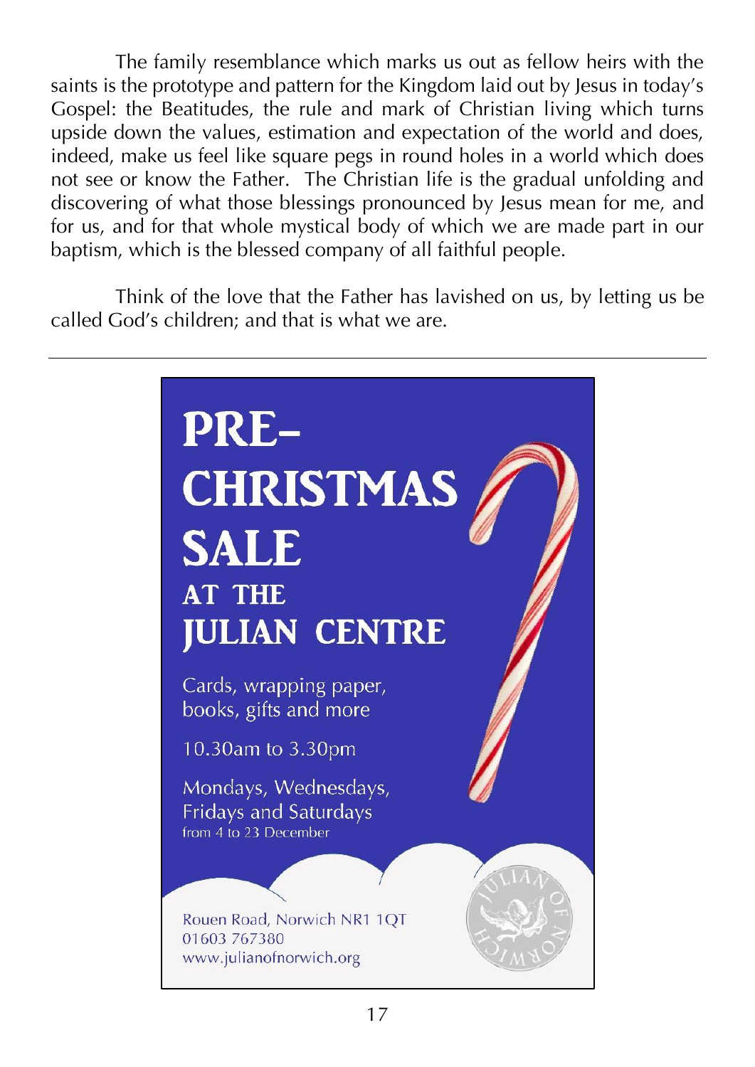The family resemblance which marks us out as fellow heirs with the saints is the prototype and pattern for the Kingdom laid out by Jesus in today's Gospel: the Beatitudes, the rule and mark of Christian living which turns upside down the values, estimation and expectation of the world and does, indeed, make us feel like square pegs in round holes in a world which does not see or know the Father. The Christian life is the gradual unfolding and discovering of what those blessings pronounced by Jesus mean for me, and for us, and for that whole mystical body of which we are made part in our baptism, which is the blessed company of all faithful people.

Think of the love that the Father has lavished on us, by letting us be called God's children; and that is what we are.

---

# PRE-CHRISTMAS SALE

## AT THE JULIAN CENTRE

Cards, wrapping paper, books, gifts and more

10.30am to 3.30pm

Mondays, Wednesdays, Fridays and Saturdays
from 4 to 23 December

Rouen Road, Norwich NR1 1QT
01603 767380
www.julianofnorwich.org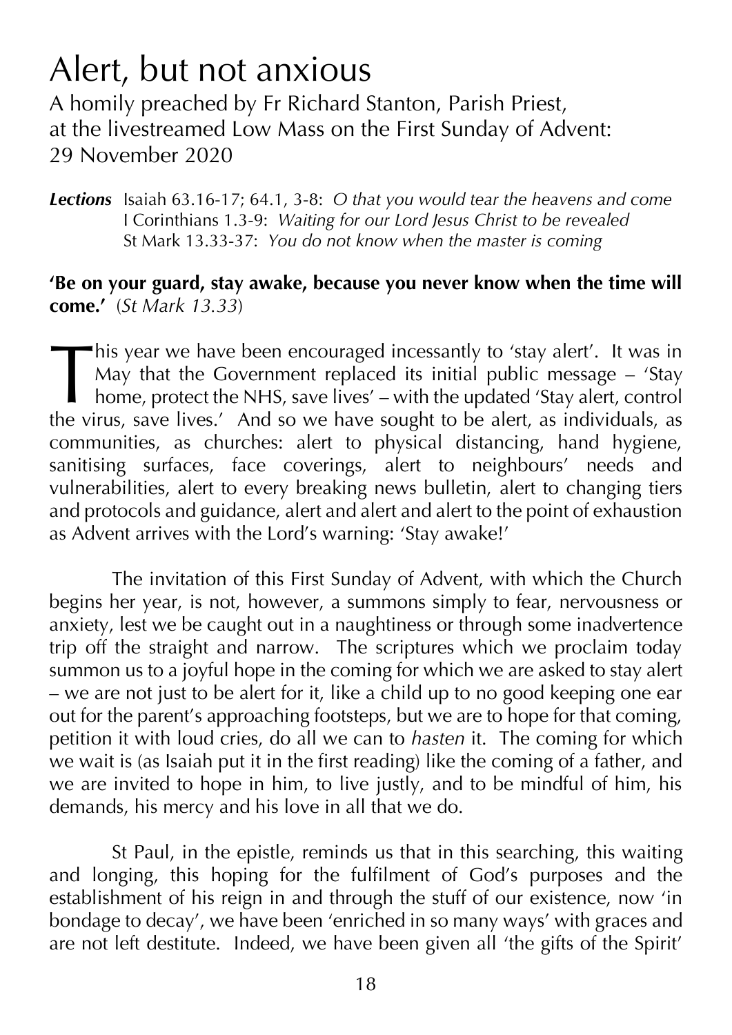# Alert, but not anxious

A homily preached by Fr Richard Stanton, Parish Priest, at the livestreamed Low Mass on the First Sunday of Advent: 29 November 2020

***Lections*** Isaiah 63.16-17; 64.1, 3-8: *O that you would tear the heavens and come*
I Corinthians 1.3-9: *Waiting for our Lord Jesus Christ to be revealed*
St Mark 13.33-37: *You do not know when the master is coming*

**'Be on your guard, stay awake, because you never know when the time will come.'** (*St Mark 13.33*)

This year we have been encouraged incessantly to 'stay alert'. It was in May that the Government replaced its initial public message – 'Stay home, protect the NHS, save lives' – with the updated 'Stay alert, control the virus, save lives.' And so we have sought to be alert, as individuals, as communities, as churches: alert to physical distancing, hand hygiene, sanitising surfaces, face coverings, alert to neighbours' needs and vulnerabilities, alert to every breaking news bulletin, alert to changing tiers and protocols and guidance, alert and alert and alert to the point of exhaustion as Advent arrives with the Lord's warning: 'Stay awake!'

The invitation of this First Sunday of Advent, with which the Church begins her year, is not, however, a summons simply to fear, nervousness or anxiety, lest we be caught out in a naughtiness or through some inadvertence trip off the straight and narrow. The scriptures which we proclaim today summon us to a joyful hope in the coming for which we are asked to stay alert – we are not just to be alert for it, like a child up to no good keeping one ear out for the parent's approaching footsteps, but we are to hope for that coming, petition it with loud cries, do all we can to *hasten* it. The coming for which we wait is (as Isaiah put it in the first reading) like the coming of a father, and we are invited to hope in him, to live justly, and to be mindful of him, his demands, his mercy and his love in all that we do.

St Paul, in the epistle, reminds us that in this searching, this waiting and longing, this hoping for the fulfilment of God's purposes and the establishment of his reign in and through the stuff of our existence, now 'in bondage to decay', we have been 'enriched in so many ways' with graces and are not left destitute. Indeed, we have been given all 'the gifts of the Spirit'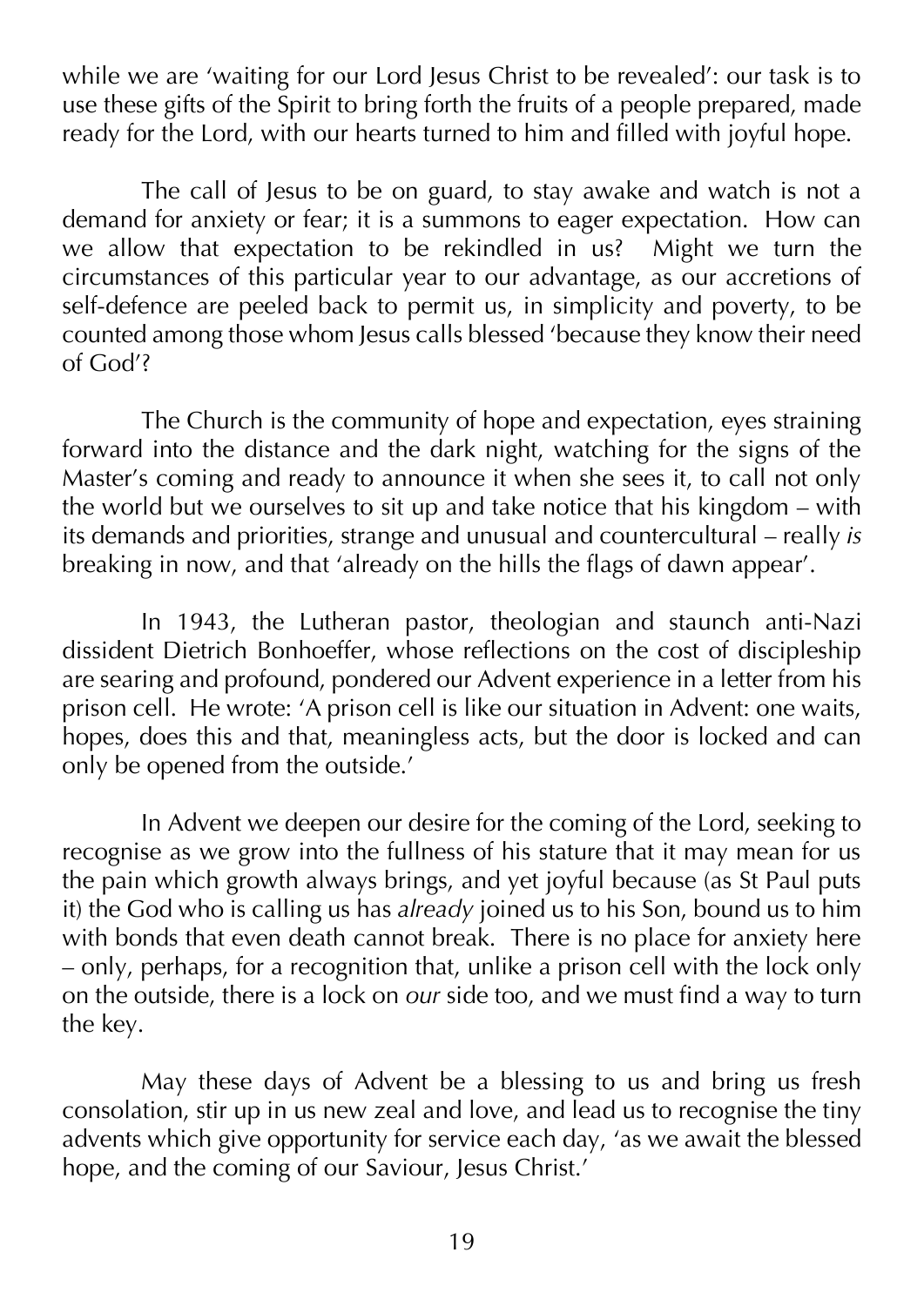while we are 'waiting for our Lord Jesus Christ to be revealed': our task is to use these gifts of the Spirit to bring forth the fruits of a people prepared, made ready for the Lord, with our hearts turned to him and filled with joyful hope.

The call of Jesus to be on guard, to stay awake and watch is not a demand for anxiety or fear; it is a summons to eager expectation. How can we allow that expectation to be rekindled in us? Might we turn the circumstances of this particular year to our advantage, as our accretions of self-defence are peeled back to permit us, in simplicity and poverty, to be counted among those whom Jesus calls blessed 'because they know their need of God'?

The Church is the community of hope and expectation, eyes straining forward into the distance and the dark night, watching for the signs of the Master's coming and ready to announce it when she sees it, to call not only the world but we ourselves to sit up and take notice that his kingdom – with its demands and priorities, strange and unusual and countercultural – really *is* breaking in now, and that 'already on the hills the flags of dawn appear'.

In 1943, the Lutheran pastor, theologian and staunch anti-Nazi dissident Dietrich Bonhoeffer, whose reflections on the cost of discipleship are searing and profound, pondered our Advent experience in a letter from his prison cell. He wrote: 'A prison cell is like our situation in Advent: one waits, hopes, does this and that, meaningless acts, but the door is locked and can only be opened from the outside.'

In Advent we deepen our desire for the coming of the Lord, seeking to recognise as we grow into the fullness of his stature that it may mean for us the pain which growth always brings, and yet joyful because (as St Paul puts it) the God who is calling us has *already* joined us to his Son, bound us to him with bonds that even death cannot break. There is no place for anxiety here – only, perhaps, for a recognition that, unlike a prison cell with the lock only on the outside, there is a lock on *our* side too, and we must find a way to turn the key.

May these days of Advent be a blessing to us and bring us fresh consolation, stir up in us new zeal and love, and lead us to recognise the tiny advents which give opportunity for service each day, 'as we await the blessed hope, and the coming of our Saviour, Jesus Christ.'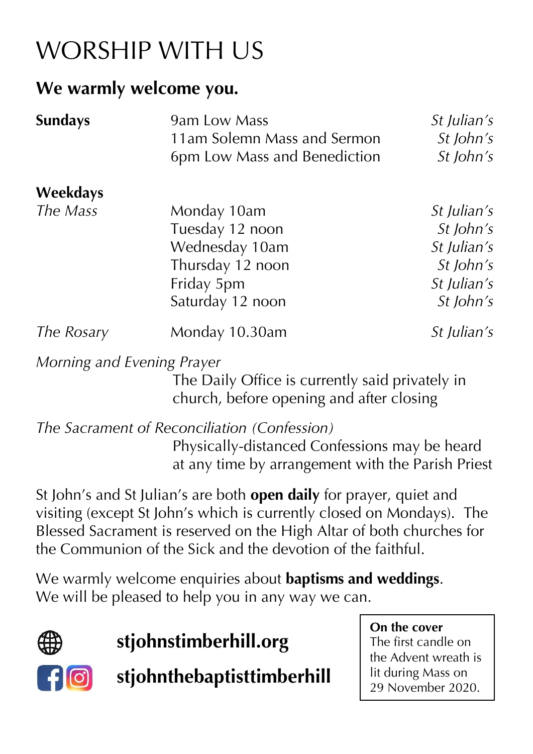# WORSHIP WITH US

## We warmly welcome you.

| | | |
|---|---|---|
| **Sundays** | 9am Low Mass | *St Julian's* |
| | 11am Solemn Mass and Sermon | *St John's* |
| | 6pm Low Mass and Benediction | *St John's* |
| **Weekdays** | | |
| *The Mass* | Monday 10am | *St Julian's* |
| | Tuesday 12 noon | *St John's* |
| | Wednesday 10am | *St Julian's* |
| | Thursday 12 noon | *St John's* |
| | Friday 5pm | *St Julian's* |
| | Saturday 12 noon | *St John's* |
| *The Rosary* | Monday 10.30am | *St Julian's* |

*Morning and Evening Prayer*

The Daily Office is currently said privately in church, before opening and after closing

*The Sacrament of Reconciliation (Confession)*

Physically-distanced Confessions may be heard at any time by arrangement with the Parish Priest

St John's and St Julian's are both **open daily** for prayer, quiet and visiting (except St John's which is currently closed on Mondays). The Blessed Sacrament is reserved on the High Altar of both churches for the Communion of the Sick and the devotion of the faithful.

We warmly welcome enquiries about **baptisms and weddings**. We will be pleased to help you in any way we can.

**stjohnstimberhill.org**

**stjohnthebaptisttimberhill**

**On the cover**
The first candle on the Advent wreath is lit during Mass on 29 November 2020.